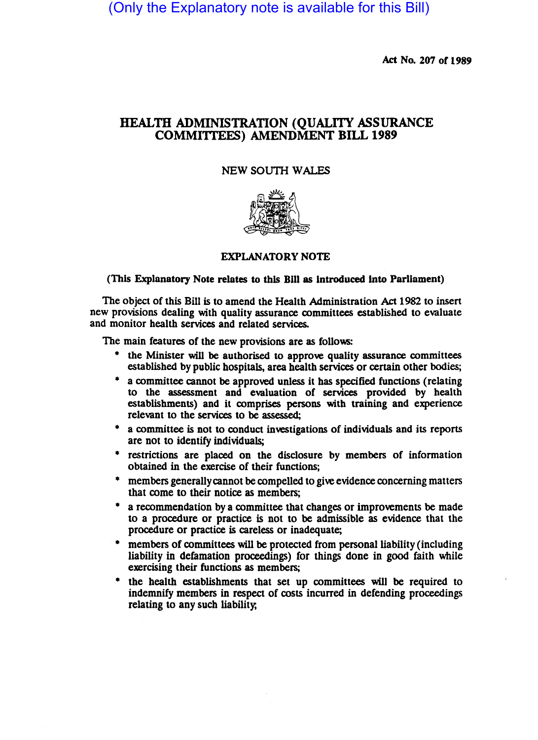(Only the Explanatory note is available for this Bill)

Act No. 207 of 1989

# HEALTH ADMINISTRATION (QUALITY ASSURANCE COMMITTEES) AMENDMENT BILL 1989

NEW SOUTH WALES

## EXPLANATORY NOTE

**(This Explanatory Note relates to this Bill as introduced into Parliament)**

The object of this Bill is to amend the Health Administration Act 1982 to insert new provisions dealing with quality assurance committees established to evaluate and monitor health services and related services.

The main features of the new provisions are as follows:

* the Minister will be authorised to approve quality assurance committees established by public hospitals, area health services or certain other bodies;
* a committee cannot be approved unless it has specified functions (relating to the assessment and evaluation of services provided by health establishments) and it comprises persons with training and experience relevant to the services to be assessed;
* a committee is not to conduct investigations of individuals and its reports are not to identify individuals;
* restrictions are placed on the disclosure by members of information obtained in the exercise of their functions;
* members generally cannot be compelled to give evidence concerning matters that come to their notice as members;
* a recommendation by a committee that changes or improvements be made to a procedure or practice is not to be admissible as evidence that the procedure or practice is careless or inadequate;
* members of committees will be protected from personal liability (including liability in defamation proceedings) for things done in good faith while exercising their functions as members;
* the health establishments that set up committees will be required to indemnify members in respect of costs incurred in defending proceedings relating to any such liability;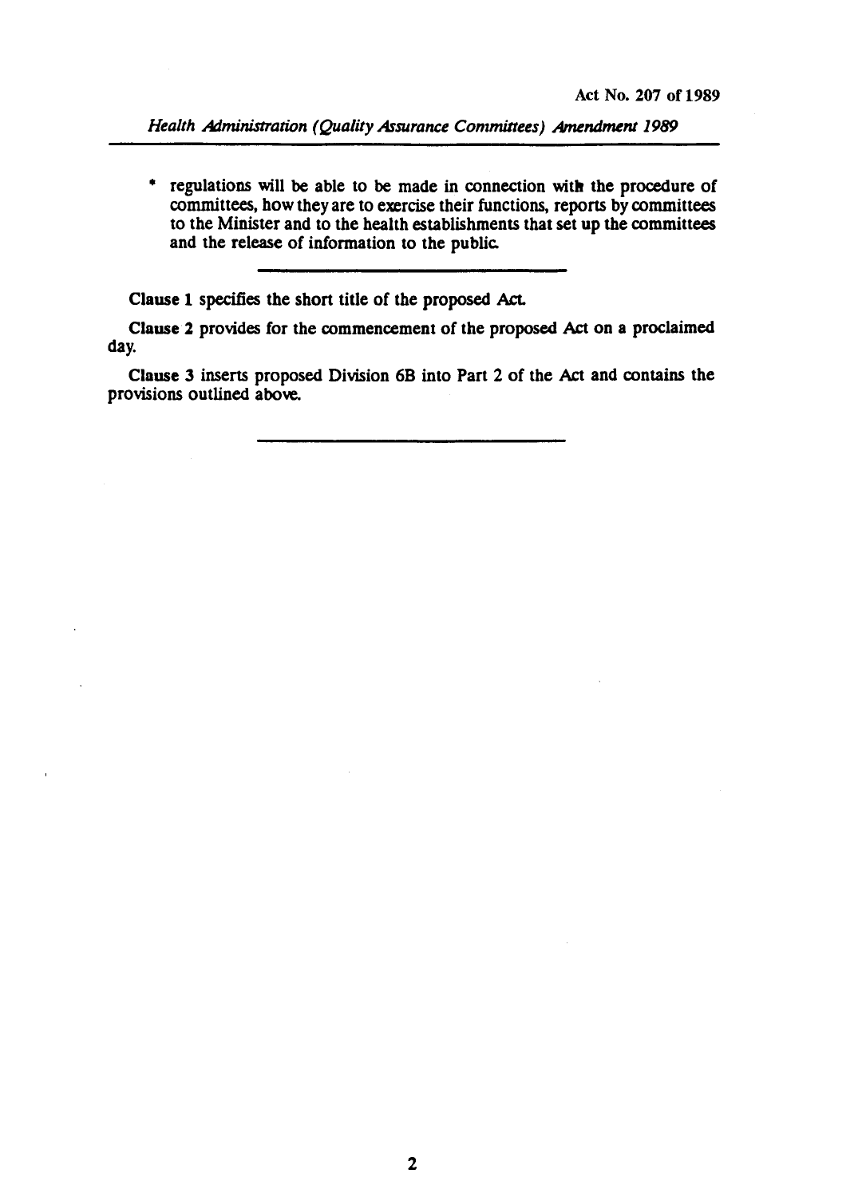- regulations will be able to be made in connection with the procedure of committees, how they are to exercise their functions, reports by committees to the Minister and to the health establishments that set up the committees and the release of information to the public.

---

**Clause 1** specifies the short title of the proposed Act.

**Clause 2** provides for the commencement of the proposed Act on a proclaimed day.

**Clause 3** inserts proposed Division 6B into Part 2 of the Act and contains the provisions outlined above.

---